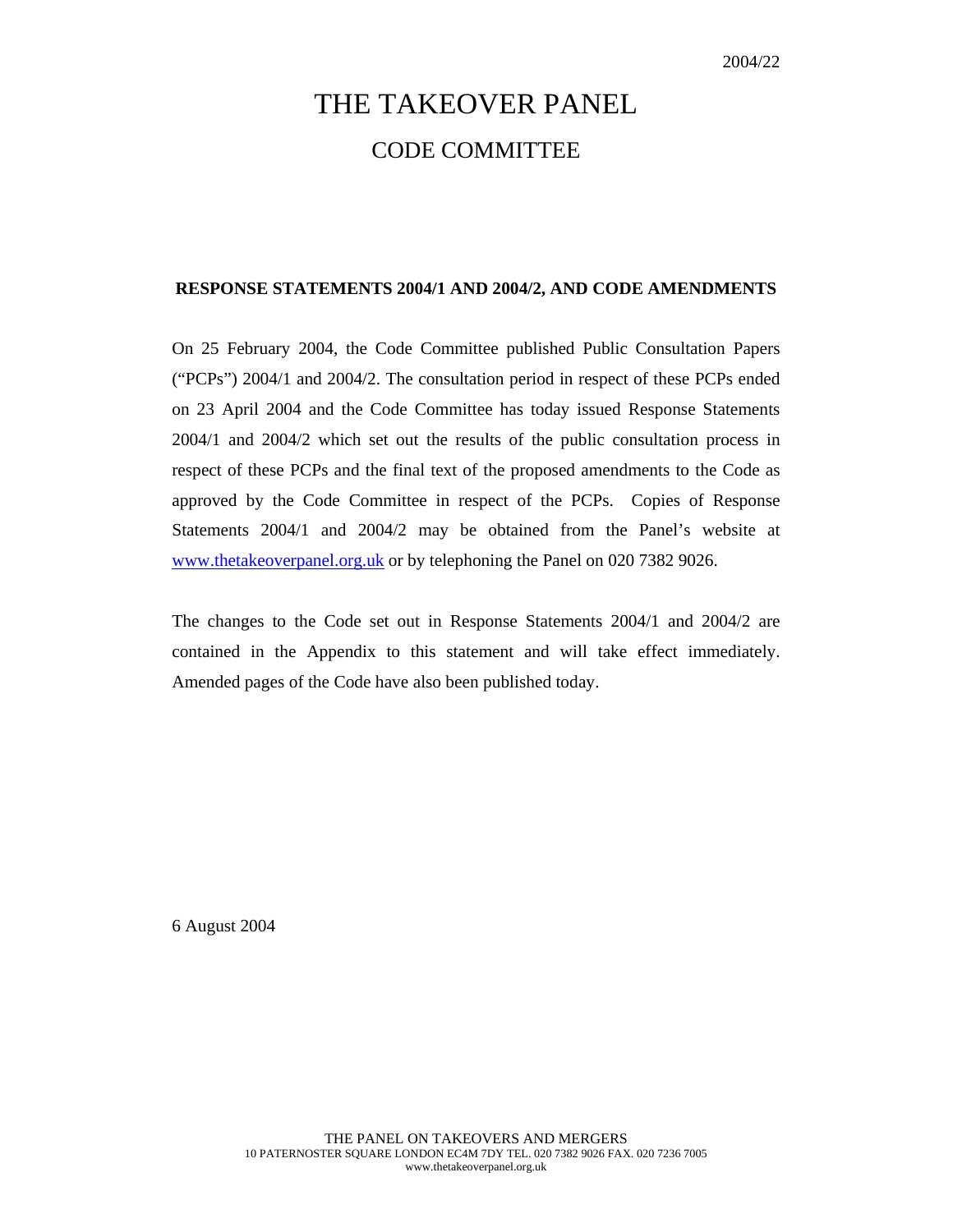2004/22

# THE TAKEOVER PANEL

## CODE COMMITTEE

**RESPONSE STATEMENTS 2004/1 AND 2004/2, AND CODE AMENDMENTS**

On 25 February 2004, the Code Committee published Public Consultation Papers ("PCPs") 2004/1 and 2004/2. The consultation period in respect of these PCPs ended on 23 April 2004 and the Code Committee has today issued Response Statements 2004/1 and 2004/2 which set out the results of the public consultation process in respect of these PCPs and the final text of the proposed amendments to the Code as approved by the Code Committee in respect of the PCPs. Copies of Response Statements 2004/1 and 2004/2 may be obtained from the Panel's website at www.thetakeoverpanel.org.uk or by telephoning the Panel on 020 7382 9026.

The changes to the Code set out in Response Statements 2004/1 and 2004/2 are contained in the Appendix to this statement and will take effect immediately. Amended pages of the Code have also been published today.

6 August 2004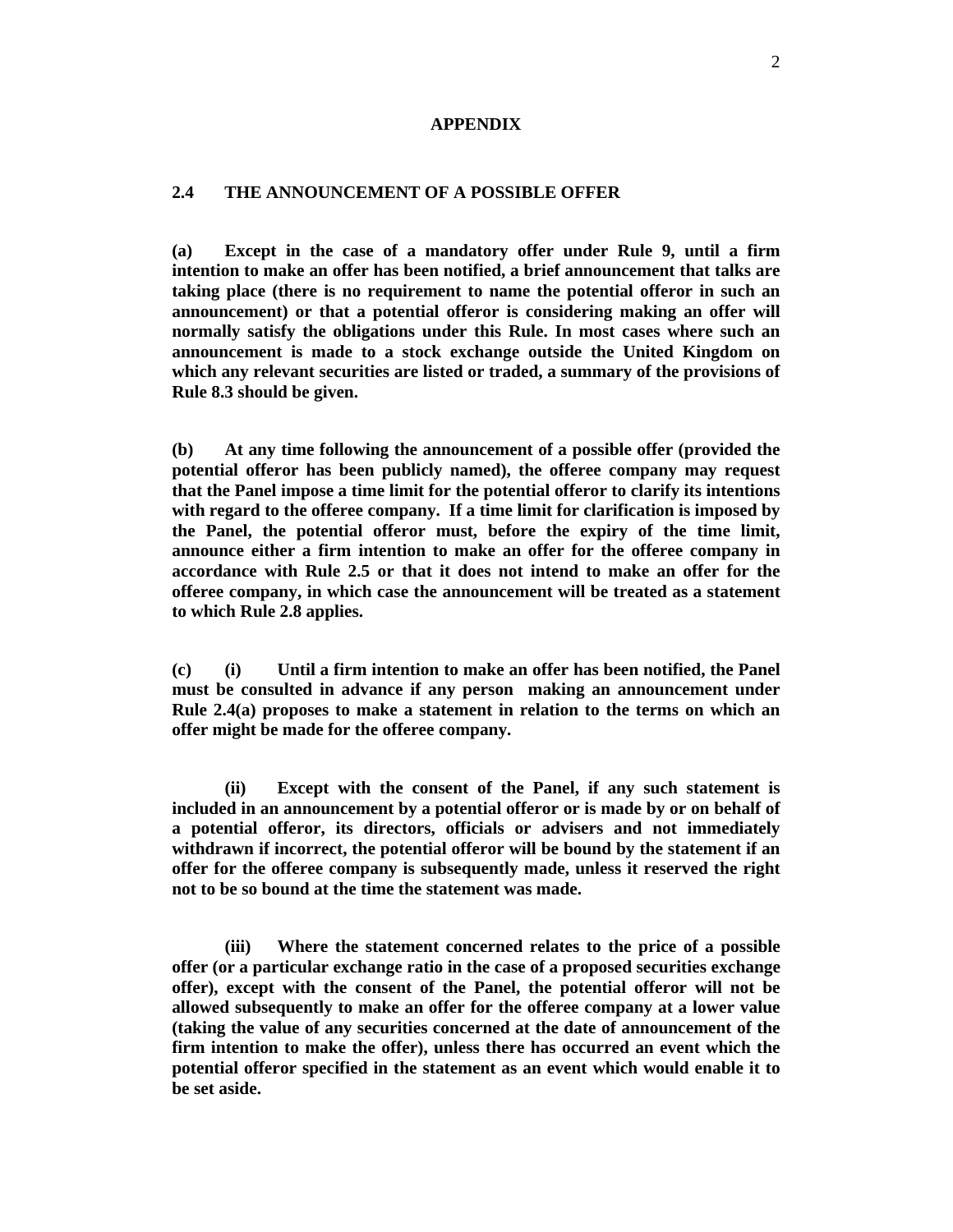## APPENDIX

### 2.4 THE ANNOUNCEMENT OF A POSSIBLE OFFER

**(a) Except in the case of a mandatory offer under Rule 9, until a firm intention to make an offer has been notified, a brief announcement that talks are taking place (there is no requirement to name the potential offeror in such an announcement) or that a potential offeror is considering making an offer will normally satisfy the obligations under this Rule. In most cases where such an announcement is made to a stock exchange outside the United Kingdom on which any relevant securities are listed or traded, a summary of the provisions of Rule 8.3 should be given.**

**(b) At any time following the announcement of a possible offer (provided the potential offeror has been publicly named), the offeree company may request that the Panel impose a time limit for the potential offeror to clarify its intentions with regard to the offeree company. If a time limit for clarification is imposed by the Panel, the potential offeror must, before the expiry of the time limit, announce either a firm intention to make an offer for the offeree company in accordance with Rule 2.5 or that it does not intend to make an offer for the offeree company, in which case the announcement will be treated as a statement to which Rule 2.8 applies.**

**(c) (i) Until a firm intention to make an offer has been notified, the Panel must be consulted in advance if any person making an announcement under Rule 2.4(a) proposes to make a statement in relation to the terms on which an offer might be made for the offeree company.**

**(ii) Except with the consent of the Panel, if any such statement is included in an announcement by a potential offeror or is made by or on behalf of a potential offeror, its directors, officials or advisers and not immediately withdrawn if incorrect, the potential offeror will be bound by the statement if an offer for the offeree company is subsequently made, unless it reserved the right not to be so bound at the time the statement was made.**

**(iii) Where the statement concerned relates to the price of a possible offer (or a particular exchange ratio in the case of a proposed securities exchange offer), except with the consent of the Panel, the potential offeror will not be allowed subsequently to make an offer for the offeree company at a lower value (taking the value of any securities concerned at the date of announcement of the firm intention to make the offer), unless there has occurred an event which the potential offeror specified in the statement as an event which would enable it to be set aside.**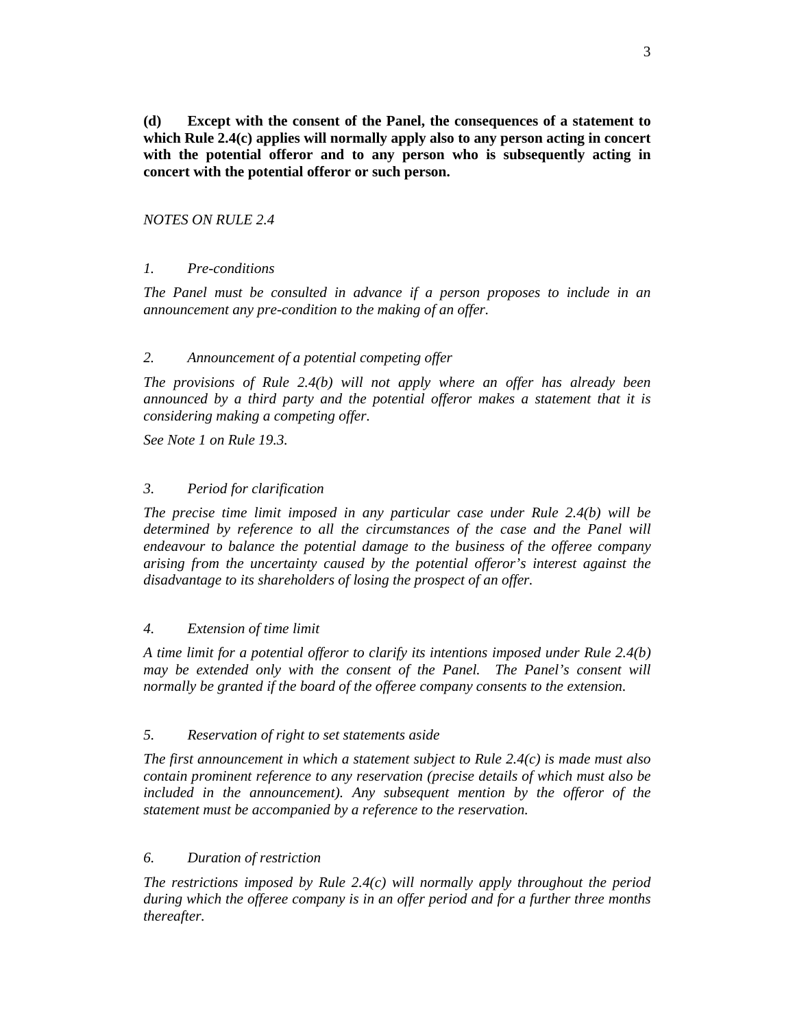**(d) Except with the consent of the Panel, the consequences of a statement to which Rule 2.4(c) applies will normally apply also to any person acting in concert with the potential offeror and to any person who is subsequently acting in concert with the potential offeror or such person.**

*NOTES ON RULE 2.4*

*1. Pre-conditions*

*The Panel must be consulted in advance if a person proposes to include in an announcement any pre-condition to the making of an offer.*

*2. Announcement of a potential competing offer*

*The provisions of Rule 2.4(b) will not apply where an offer has already been announced by a third party and the potential offeror makes a statement that it is considering making a competing offer.*

*See Note 1 on Rule 19.3.*

*3. Period for clarification*

*The precise time limit imposed in any particular case under Rule 2.4(b) will be determined by reference to all the circumstances of the case and the Panel will endeavour to balance the potential damage to the business of the offeree company arising from the uncertainty caused by the potential offeror's interest against the disadvantage to its shareholders of losing the prospect of an offer.*

*4. Extension of time limit*

*A time limit for a potential offeror to clarify its intentions imposed under Rule 2.4(b) may be extended only with the consent of the Panel. The Panel's consent will normally be granted if the board of the offeree company consents to the extension.*

*5. Reservation of right to set statements aside*

*The first announcement in which a statement subject to Rule 2.4(c) is made must also contain prominent reference to any reservation (precise details of which must also be included in the announcement). Any subsequent mention by the offeror of the statement must be accompanied by a reference to the reservation.*

*6. Duration of restriction*

*The restrictions imposed by Rule 2.4(c) will normally apply throughout the period during which the offeree company is in an offer period and for a further three months thereafter.*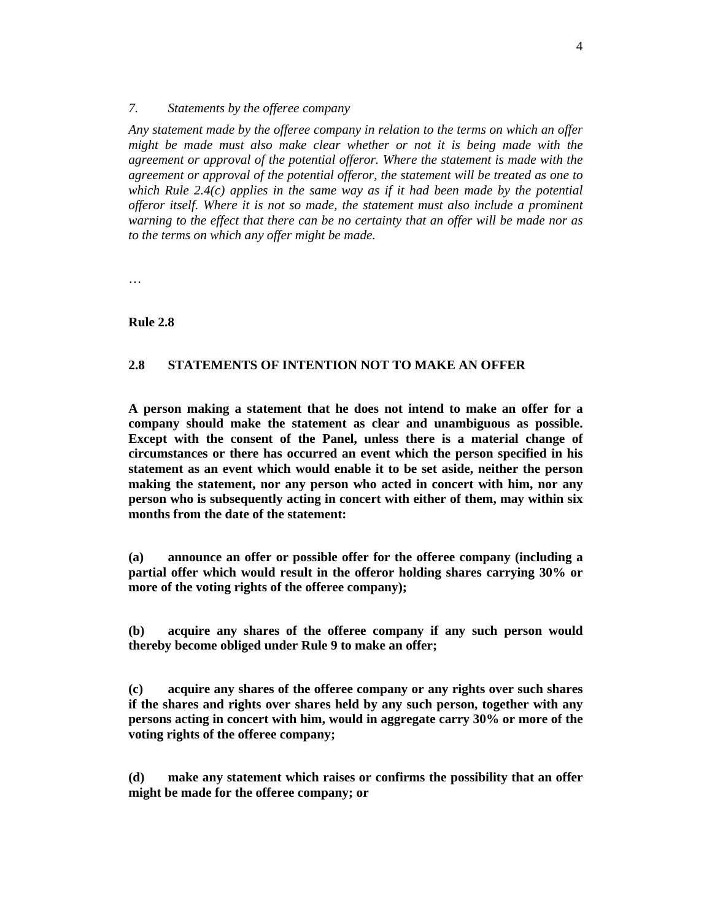*7. Statements by the offeree company*

*Any statement made by the offeree company in relation to the terms on which an offer might be made must also make clear whether or not it is being made with the agreement or approval of the potential offeror. Where the statement is made with the agreement or approval of the potential offeror, the statement will be treated as one to which Rule 2.4(c) applies in the same way as if it had been made by the potential offeror itself. Where it is not so made, the statement must also include a prominent warning to the effect that there can be no certainty that an offer will be made nor as to the terms on which any offer might be made.*

…

**Rule 2.8**

**2.8 STATEMENTS OF INTENTION NOT TO MAKE AN OFFER**

**A person making a statement that he does not intend to make an offer for a company should make the statement as clear and unambiguous as possible. Except with the consent of the Panel, unless there is a material change of circumstances or there has occurred an event which the person specified in his statement as an event which would enable it to be set aside, neither the person making the statement, nor any person who acted in concert with him, nor any person who is subsequently acting in concert with either of them, may within six months from the date of the statement:**

**(a) announce an offer or possible offer for the offeree company (including a partial offer which would result in the offeror holding shares carrying 30% or more of the voting rights of the offeree company);**

**(b) acquire any shares of the offeree company if any such person would thereby become obliged under Rule 9 to make an offer;**

**(c) acquire any shares of the offeree company or any rights over such shares if the shares and rights over shares held by any such person, together with any persons acting in concert with him, would in aggregate carry 30% or more of the voting rights of the offeree company;**

**(d) make any statement which raises or confirms the possibility that an offer might be made for the offeree company; or**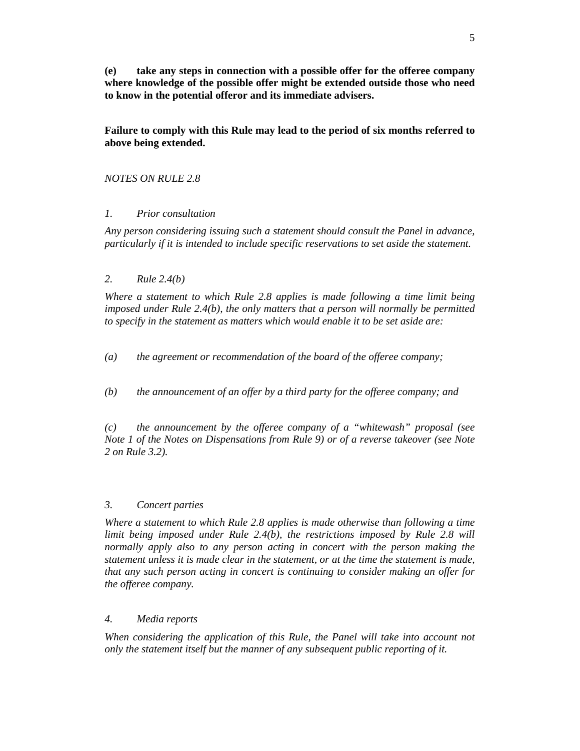**(e) take any steps in connection with a possible offer for the offeree company where knowledge of the possible offer might be extended outside those who need to know in the potential offeror and its immediate advisers.**

**Failure to comply with this Rule may lead to the period of six months referred to above being extended.**

*NOTES ON RULE 2.8*

*1. Prior consultation*

*Any person considering issuing such a statement should consult the Panel in advance, particularly if it is intended to include specific reservations to set aside the statement.*

*2. Rule 2.4(b)*

*Where a statement to which Rule 2.8 applies is made following a time limit being imposed under Rule 2.4(b), the only matters that a person will normally be permitted to specify in the statement as matters which would enable it to be set aside are:*

*(a) the agreement or recommendation of the board of the offeree company;*

*(b) the announcement of an offer by a third party for the offeree company; and*

*(c) the announcement by the offeree company of a "whitewash" proposal (see Note 1 of the Notes on Dispensations from Rule 9) or of a reverse takeover (see Note 2 on Rule 3.2).*

*3. Concert parties*

*Where a statement to which Rule 2.8 applies is made otherwise than following a time limit being imposed under Rule 2.4(b), the restrictions imposed by Rule 2.8 will normally apply also to any person acting in concert with the person making the statement unless it is made clear in the statement, or at the time the statement is made, that any such person acting in concert is continuing to consider making an offer for the offeree company.*

*4. Media reports*

*When considering the application of this Rule, the Panel will take into account not only the statement itself but the manner of any subsequent public reporting of it.*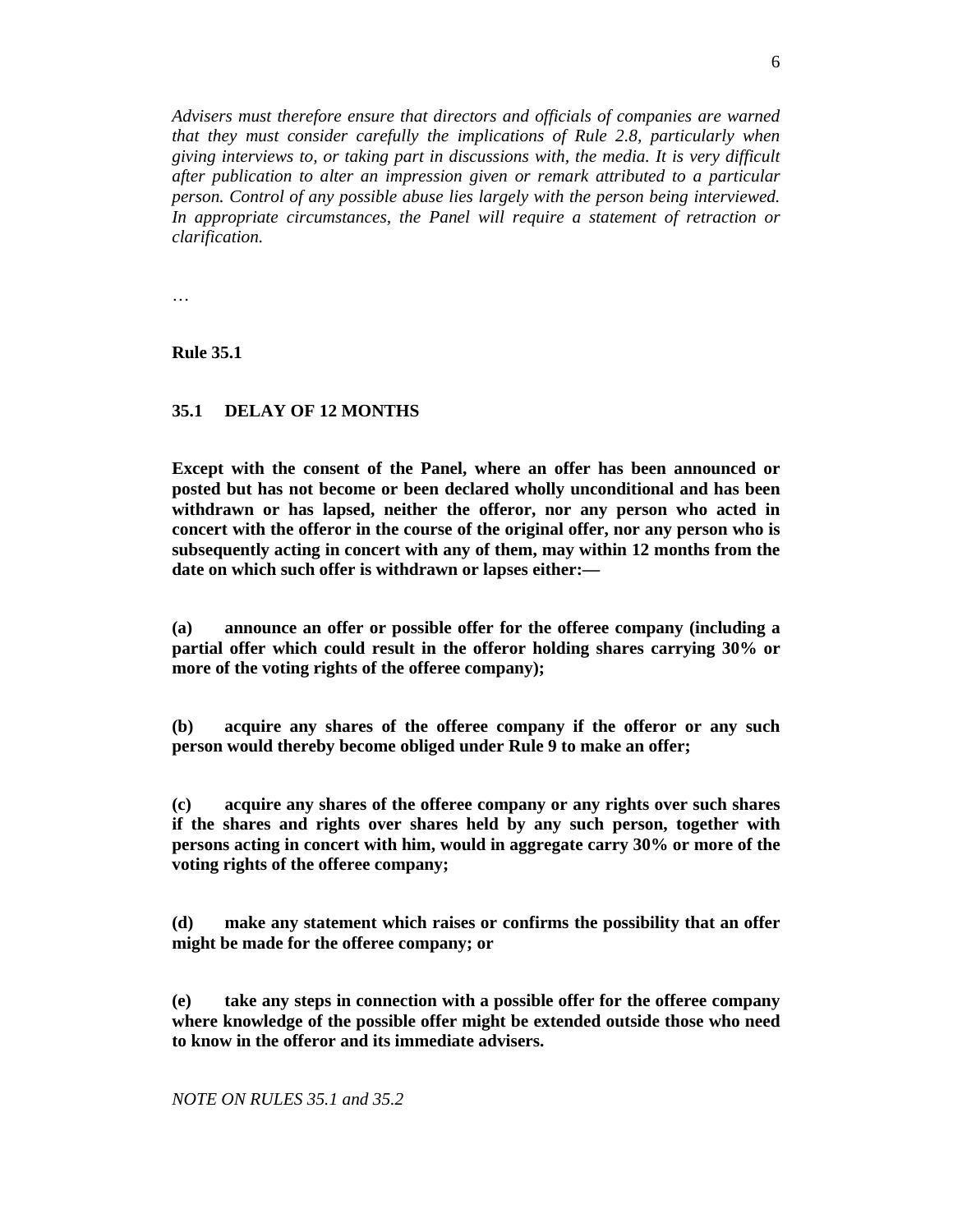*Advisers must therefore ensure that directors and officials of companies are warned that they must consider carefully the implications of Rule 2.8, particularly when giving interviews to, or taking part in discussions with, the media. It is very difficult after publication to alter an impression given or remark attributed to a particular person. Control of any possible abuse lies largely with the person being interviewed. In appropriate circumstances, the Panel will require a statement of retraction or clarification.*

…

**Rule 35.1**

**35.1 DELAY OF 12 MONTHS**

**Except with the consent of the Panel, where an offer has been announced or posted but has not become or been declared wholly unconditional and has been withdrawn or has lapsed, neither the offeror, nor any person who acted in concert with the offeror in the course of the original offer, nor any person who is subsequently acting in concert with any of them, may within 12 months from the date on which such offer is withdrawn or lapses either:—**

**(a) announce an offer or possible offer for the offeree company (including a partial offer which could result in the offeror holding shares carrying 30% or more of the voting rights of the offeree company);**

**(b) acquire any shares of the offeree company if the offeror or any such person would thereby become obliged under Rule 9 to make an offer;**

**(c) acquire any shares of the offeree company or any rights over such shares if the shares and rights over shares held by any such person, together with persons acting in concert with him, would in aggregate carry 30% or more of the voting rights of the offeree company;**

**(d) make any statement which raises or confirms the possibility that an offer might be made for the offeree company; or**

**(e) take any steps in connection with a possible offer for the offeree company where knowledge of the possible offer might be extended outside those who need to know in the offeror and its immediate advisers.**

*NOTE ON RULES 35.1 and 35.2*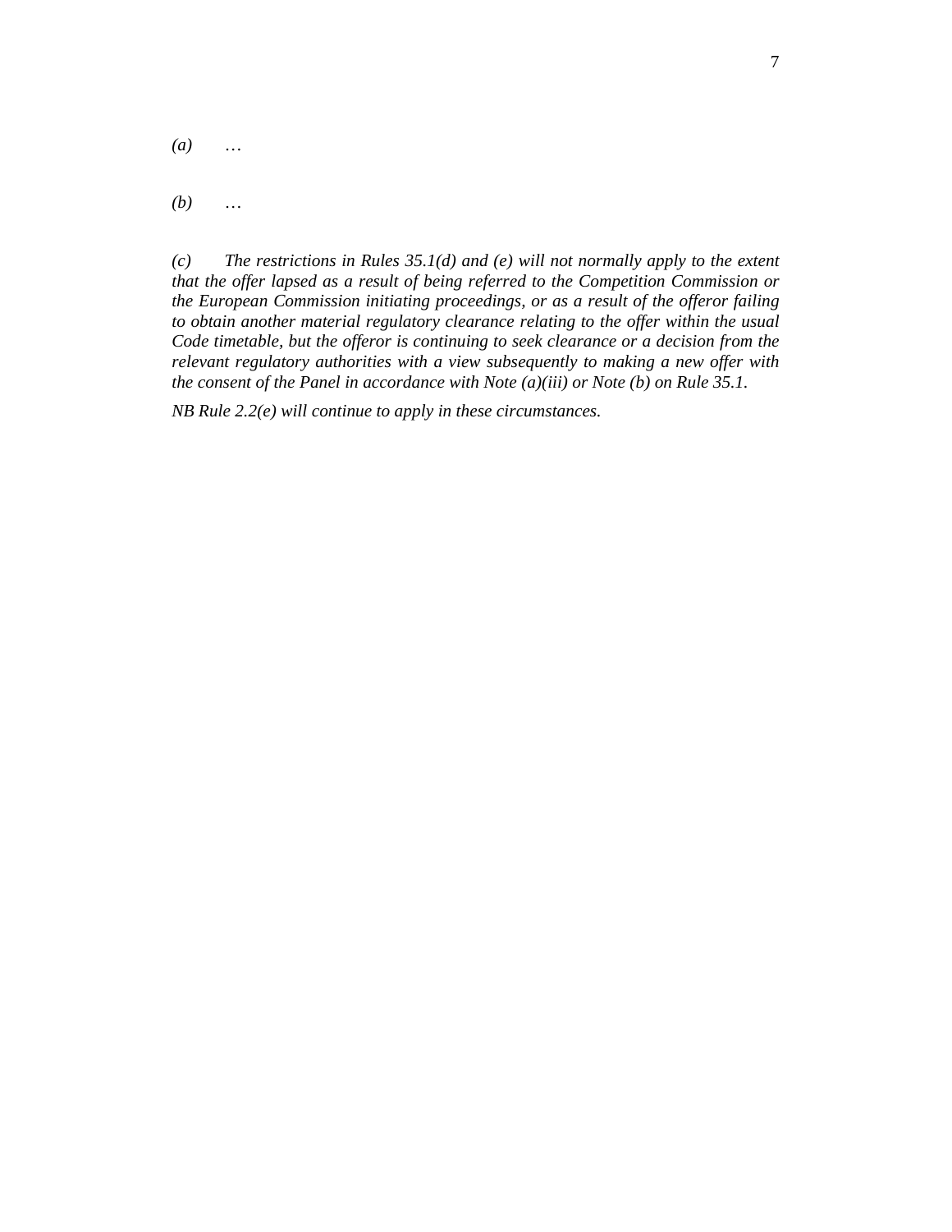*(a)* …

*(b)* …

*(c) The restrictions in Rules 35.1(d) and (e) will not normally apply to the extent that the offer lapsed as a result of being referred to the Competition Commission or the European Commission initiating proceedings, or as a result of the offeror failing to obtain another material regulatory clearance relating to the offer within the usual Code timetable, but the offeror is continuing to seek clearance or a decision from the relevant regulatory authorities with a view subsequently to making a new offer with the consent of the Panel in accordance with Note (a)(iii) or Note (b) on Rule 35.1.*

*NB Rule 2.2(e) will continue to apply in these circumstances.*